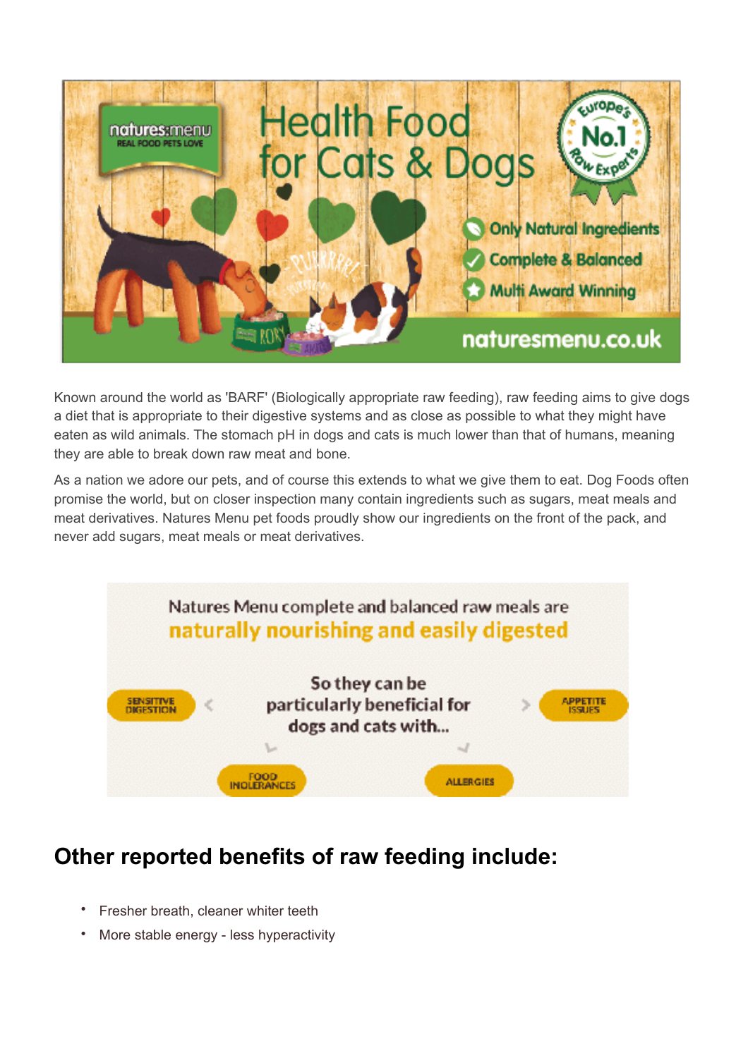Known around the world as 'BARF' (Biologically appropriate raw feeding), raw feeding aims to give dogs a diet that is appropriate to their digestive systems and as close as possible to what they might have eaten as wild animals. The stomach pH in dogs and cats is much lower than that of humans, meaning they are able to break down raw meat and bone.

As a nation we adore our pets, and of course this extends to what we give them to eat. Dog Foods often promise the world, but on closer inspection many contain ingredients such as sugars, meat meals and meat derivatives. Natures Menu pet foods proudly show our ingredients on the front of the pack, and never add sugars, meat meals or meat derivatives.

## Other reported benefits of raw feeding include:

- Fresher breath, cleaner whiter teeth
- More stable energy - less hyperactivity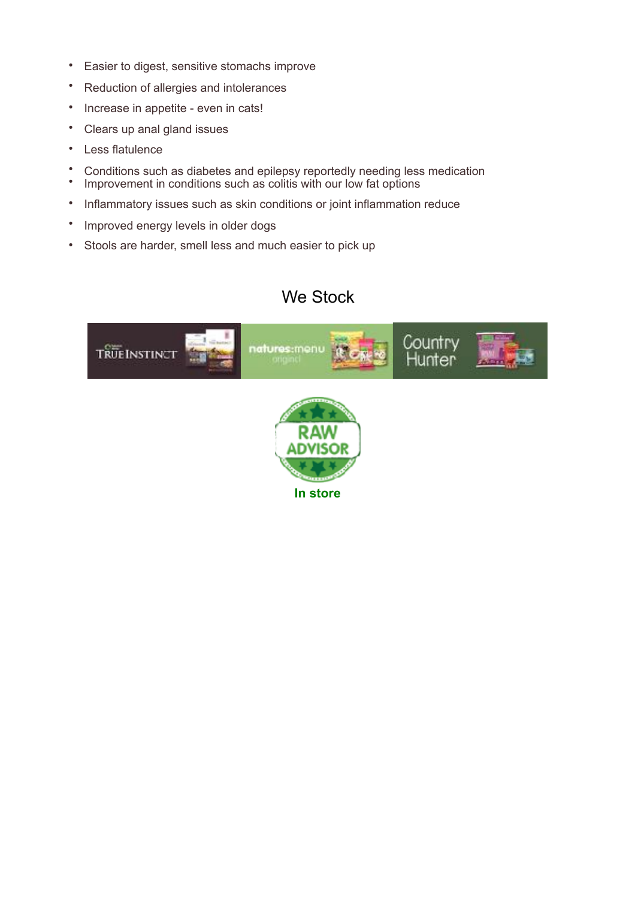- Easier to digest, sensitive stomachs improve
- Reduction of allergies and intolerances
- Increase in appetite - even in cats!
- Clears up anal gland issues
- Less flatulence
- Conditions such as diabetes and epilepsy reportedly needing less medication
- Improvement in conditions such as colitis with our low fat options
- Inflammatory issues such as skin conditions or joint inflammation reduce
- Improved energy levels in older dogs
- Stools are harder, smell less and much easier to pick up

## We Stock

TRUE INSTINCT

natures:menu original

Country Hunter

RAW ADVISOR

**In store**